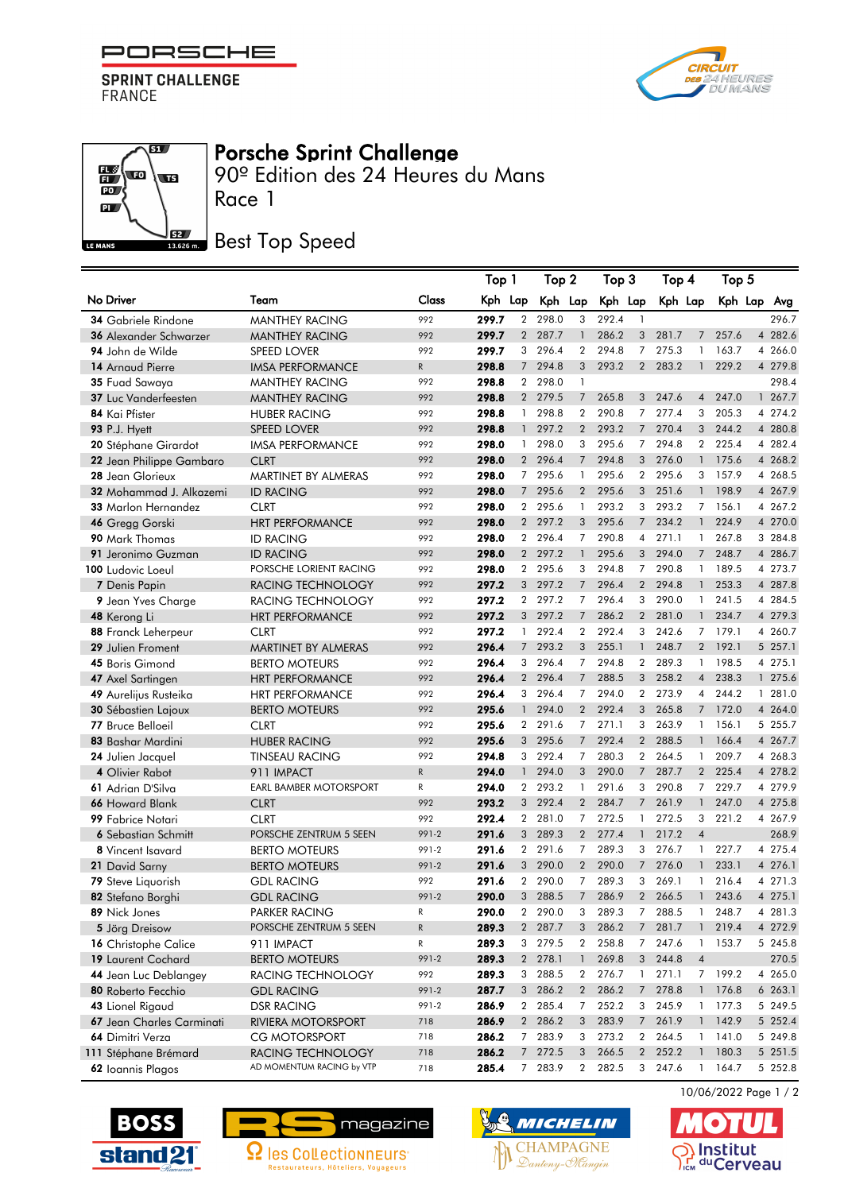PORSCHE
SPRINT CHALLENGE
FRANCE

# Porsche Sprint Challenge

## 90º Edition des 24 Heures du Mans

## Race 1

## Best Top Speed

| No | Driver | Team | Class | Top 1 Kph | Top 1 Lap | Top 2 Kph | Top 2 Lap | Top 3 Kph | Top 3 Lap | Top 4 Kph | Top 4 Lap | Top 5 Kph | Top 5 Lap | Avg |
|---|---|---|---|---|---|---|---|---|---|---|---|---|---|---|
| 34 | Gabriele Rindone | MANTHEY RACING | 992 | **299.7** | 2 | 298.0 | 3 | 292.4 | 1 | | | | | 296.7 |
| 36 | Alexander Schwarzer | MANTHEY RACING | 992 | **299.7** | 2 | 287.7 | 1 | 286.2 | 3 | 281.7 | 7 | 257.6 | 4 | 282.6 |
| 94 | John de Wilde | SPEED LOVER | 992 | **299.7** | 3 | 296.4 | 2 | 294.8 | 7 | 275.3 | 1 | 163.7 | 4 | 266.0 |
| 14 | Arnaud Pierre | IMSA PERFORMANCE | R | **298.8** | 7 | 294.8 | 3 | 293.2 | 2 | 283.2 | 1 | 229.2 | 4 | 279.8 |
| 35 | Fuad Sawaya | MANTHEY RACING | 992 | **298.8** | 2 | 298.0 | 1 | | | | | | | 298.4 |
| 37 | Luc Vanderfeesten | MANTHEY RACING | 992 | **298.8** | 2 | 279.5 | 7 | 265.8 | 3 | 247.6 | 4 | 247.0 | 1 | 267.7 |
| 84 | Kai Pfister | HUBER RACING | 992 | **298.8** | 1 | 298.8 | 2 | 290.8 | 7 | 277.4 | 3 | 205.3 | 4 | 274.2 |
| 93 | P.J. Hyett | SPEED LOVER | 992 | **298.8** | 1 | 297.2 | 2 | 293.2 | 7 | 270.4 | 3 | 244.2 | 4 | 280.8 |
| 20 | Stéphane Girardot | IMSA PERFORMANCE | 992 | **298.0** | 1 | 298.0 | 3 | 295.6 | 7 | 294.8 | 2 | 225.4 | 4 | 282.4 |
| 22 | Jean Philippe Gambaro | CLRT | 992 | **298.0** | 2 | 296.4 | 7 | 294.8 | 3 | 276.0 | 1 | 175.6 | 4 | 268.2 |
| 28 | Jean Glorieux | MARTINET BY ALMERAS | 992 | **298.0** | 7 | 295.6 | 1 | 295.6 | 2 | 295.6 | 3 | 157.9 | 4 | 268.5 |
| 32 | Mohammad J. Alkazemi | ID RACING | 992 | **298.0** | 7 | 295.6 | 2 | 295.6 | 3 | 251.6 | 1 | 198.9 | 4 | 267.9 |
| 33 | Marlon Hernandez | CLRT | 992 | **298.0** | 2 | 295.6 | 1 | 293.2 | 3 | 293.2 | 7 | 156.1 | 4 | 267.2 |
| 46 | Gregg Gorski | HRT PERFORMANCE | 992 | **298.0** | 2 | 297.2 | 3 | 295.6 | 7 | 234.2 | 1 | 224.9 | 4 | 270.0 |
| 90 | Mark Thomas | ID RACING | 992 | **298.0** | 2 | 296.4 | 7 | 290.8 | 4 | 271.1 | 1 | 267.8 | 3 | 284.8 |
| 91 | Jeronimo Guzman | ID RACING | 992 | **298.0** | 2 | 297.2 | 1 | 295.6 | 3 | 294.0 | 7 | 248.7 | 4 | 286.7 |
| 100 | Ludovic Loeul | PORSCHE LORIENT RACING | 992 | **298.0** | 2 | 295.6 | 3 | 294.8 | 7 | 290.8 | 1 | 189.5 | 4 | 273.7 |
| 7 | Denis Papin | RACING TECHNOLOGY | 992 | **297.2** | 3 | 297.2 | 7 | 296.4 | 2 | 294.8 | 1 | 253.3 | 4 | 287.8 |
| 9 | Jean Yves Charge | RACING TECHNOLOGY | 992 | **297.2** | 2 | 297.2 | 7 | 296.4 | 3 | 290.0 | 1 | 241.5 | 4 | 284.5 |
| 48 | Kerong Li | HRT PERFORMANCE | 992 | **297.2** | 3 | 297.2 | 7 | 286.2 | 2 | 281.0 | 1 | 234.7 | 4 | 279.3 |
| 88 | Franck Leherpeur | CLRT | 992 | **297.2** | 1 | 292.4 | 2 | 292.4 | 3 | 242.6 | 7 | 179.1 | 4 | 260.7 |
| 29 | Julien Froment | MARTINET BY ALMERAS | 992 | **296.4** | 7 | 293.2 | 3 | 255.1 | 1 | 248.7 | 2 | 192.1 | 5 | 257.1 |
| 45 | Boris Gimond | BERTO MOTEURS | 992 | **296.4** | 3 | 296.4 | 7 | 294.8 | 2 | 289.3 | 1 | 198.5 | 4 | 275.1 |
| 47 | Axel Sartingen | HRT PERFORMANCE | 992 | **296.4** | 2 | 296.4 | 7 | 288.5 | 3 | 258.2 | 4 | 238.3 | 1 | 275.6 |
| 49 | Aurelijus Rusteika | HRT PERFORMANCE | 992 | **296.4** | 3 | 296.4 | 7 | 294.0 | 2 | 273.9 | 4 | 244.2 | 1 | 281.0 |
| 30 | Sébastien Lajoux | BERTO MOTEURS | 992 | **295.6** | 1 | 294.0 | 2 | 292.4 | 3 | 265.8 | 7 | 172.0 | 4 | 264.0 |
| 77 | Bruce Belloeil | CLRT | 992 | **295.6** | 2 | 291.6 | 7 | 271.1 | 3 | 263.9 | 1 | 156.1 | 5 | 255.7 |
| 83 | Bashar Mardini | HUBER RACING | 992 | **295.6** | 3 | 295.6 | 7 | 292.4 | 2 | 288.5 | 1 | 166.4 | 4 | 267.7 |
| 24 | Julien Jacquel | TINSEAU RACING | 992 | **294.8** | 3 | 292.4 | 7 | 280.3 | 2 | 264.5 | 1 | 209.7 | 4 | 268.3 |
| 4 | Olivier Rabot | 911 IMPACT | R | **294.0** | 1 | 294.0 | 3 | 290.0 | 7 | 287.7 | 2 | 225.4 | 4 | 278.2 |
| 61 | Adrian D'Silva | EARL BAMBER MOTORSPORT | R | **294.0** | 2 | 293.2 | 1 | 291.6 | 3 | 290.8 | 7 | 229.7 | 4 | 279.9 |
| 66 | Howard Blank | CLRT | 992 | **293.2** | 3 | 292.4 | 2 | 284.7 | 7 | 261.9 | 1 | 247.0 | 4 | 275.8 |
| 99 | Fabrice Notari | CLRT | 992 | **292.4** | 2 | 281.0 | 7 | 272.5 | 1 | 272.5 | 3 | 221.2 | 4 | 267.9 |
| 6 | Sebastian Schmitt | PORSCHE ZENTRUM 5 SEEN | 991-2 | **291.6** | 3 | 289.3 | 2 | 277.4 | 1 | 217.2 | 4 | | | 268.9 |
| 8 | Vincent Isavard | BERTO MOTEURS | 991-2 | **291.6** | 2 | 291.6 | 7 | 289.3 | 3 | 276.7 | 1 | 227.7 | 4 | 275.4 |
| 21 | David Sarny | BERTO MOTEURS | 991-2 | **291.6** | 3 | 290.0 | 2 | 290.0 | 7 | 276.0 | 1 | 233.1 | 4 | 276.1 |
| 79 | Steve Liquorish | GDL RACING | 992 | **291.6** | 2 | 290.0 | 7 | 289.3 | 3 | 269.1 | 1 | 216.4 | 4 | 271.3 |
| 82 | Stefano Borghi | GDL RACING | 991-2 | **290.0** | 3 | 288.5 | 7 | 286.9 | 2 | 266.5 | 1 | 243.6 | 4 | 275.1 |
| 89 | Nick Jones | PARKER RACING | R | **290.0** | 2 | 290.0 | 3 | 289.3 | 7 | 288.5 | 1 | 248.7 | 4 | 281.3 |
| 5 | Jörg Dreisow | PORSCHE ZENTRUM 5 SEEN | R | **289.3** | 2 | 287.7 | 3 | 286.2 | 7 | 281.7 | 1 | 219.4 | 4 | 272.9 |
| 16 | Christophe Calice | 911 IMPACT | R | **289.3** | 3 | 279.5 | 2 | 258.8 | 7 | 247.6 | 1 | 153.7 | 5 | 245.8 |
| 19 | Laurent Cochard | BERTO MOTEURS | 991-2 | **289.3** | 2 | 278.1 | 1 | 269.8 | 3 | 244.8 | 4 | | | 270.5 |
| 44 | Jean Luc Deblangey | RACING TECHNOLOGY | 992 | **289.3** | 3 | 288.5 | 2 | 276.7 | 1 | 271.1 | 7 | 199.2 | 4 | 265.0 |
| 80 | Roberto Fecchio | GDL RACING | 991-2 | **287.7** | 3 | 286.2 | 2 | 286.2 | 7 | 278.8 | 1 | 176.8 | 6 | 263.1 |
| 43 | Lionel Rigaud | DSR RACING | 991-2 | **286.9** | 2 | 285.4 | 7 | 252.2 | 3 | 245.9 | 1 | 177.3 | 5 | 249.5 |
| 67 | Jean Charles Carminati | RIVIERA MOTORSPORT | 718 | **286.9** | 2 | 286.2 | 3 | 283.9 | 7 | 261.9 | 1 | 142.9 | 5 | 252.4 |
| 64 | Dimitri Verza | CG MOTORSPORT | 718 | **286.2** | 7 | 283.9 | 3 | 273.2 | 2 | 264.5 | 1 | 141.0 | 5 | 249.8 |
| 111 | Stéphane Brémard | RACING TECHNOLOGY | 718 | **286.2** | 7 | 272.5 | 3 | 266.5 | 2 | 252.2 | 1 | 180.3 | 5 | 251.5 |
| 62 | Ioannis Plagos | AD MOMENTUM RACING by VTP | 718 | **285.4** | 7 | 283.9 | 2 | 282.5 | 3 | 247.6 | 1 | 164.7 | 5 | 252.8 |

10/06/2022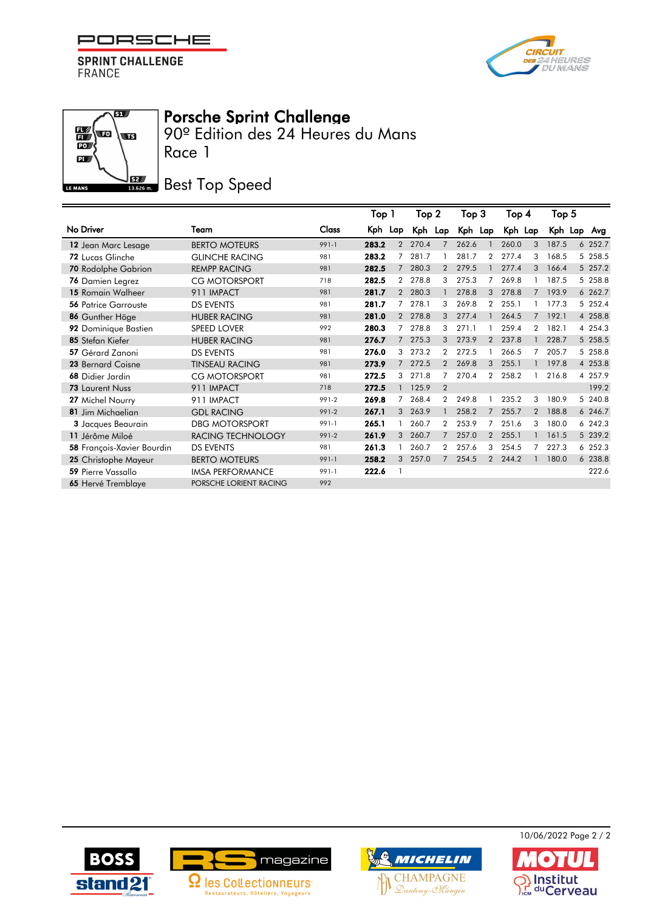PORSCHE

SPRINT CHALLENGE
FRANCE

# Porsche Sprint Challenge

## 90º Edition des 24 Heures du Mans

## Race 1

## Best Top Speed

| | | | Top 1 | | Top 2 | | Top 3 | | Top 4 | | Top 5 | | |
|---|---|---|---|---|---|---|---|---|---|---|---|---|---|
| No Driver | Team | Class | Kph | Lap | Kph | Lap | Kph | Lap | Kph | Lap | Kph | Lap | Avg |
| **12** Jean Marc Lesage | BERTO MOTEURS | 991-1 | **283.2** | 2 | 270.4 | 7 | 262.6 | 1 | 260.0 | 3 | 187.5 | 6 | 252.7 |
| **72** Lucas Glinche | GLINCHE RACING | 981 | **283.2** | 7 | 281.7 | 1 | 281.7 | 2 | 277.4 | 3 | 168.5 | 5 | 258.5 |
| **70** Rodolphe Gabrion | REMPP RACING | 981 | **282.5** | 7 | 280.3 | 2 | 279.5 | 1 | 277.4 | 3 | 166.4 | 5 | 257.2 |
| **76** Damien Legrez | CG MOTORSPORT | 718 | **282.5** | 2 | 278.8 | 3 | 275.3 | 7 | 269.8 | 1 | 187.5 | 5 | 258.8 |
| **15** Romain Walheer | 911 IMPACT | 981 | **281.7** | 2 | 280.3 | 1 | 278.8 | 3 | 278.8 | 7 | 193.9 | 6 | 262.7 |
| **56** Patrice Garrouste | DS EVENTS | 981 | **281.7** | 7 | 278.1 | 3 | 269.8 | 2 | 255.1 | 1 | 177.3 | 5 | 252.4 |
| **86** Gunther Höge | HUBER RACING | 981 | **281.0** | 2 | 278.8 | 3 | 277.4 | 1 | 264.5 | 7 | 192.1 | 4 | 258.8 |
| **92** Dominique Bastien | SPEED LOVER | 992 | **280.3** | 7 | 278.8 | 3 | 271.1 | 1 | 259.4 | 2 | 182.1 | 4 | 254.3 |
| **85** Stefan Kiefer | HUBER RACING | 981 | **276.7** | 7 | 275.3 | 3 | 273.9 | 2 | 237.8 | 1 | 228.7 | 5 | 258.5 |
| **57** Gérard Zanoni | DS EVENTS | 981 | **276.0** | 3 | 273.2 | 2 | 272.5 | 1 | 266.5 | 7 | 205.7 | 5 | 258.8 |
| **23** Bernard Coisne | TINSEAU RACING | 981 | **273.9** | 7 | 272.5 | 2 | 269.8 | 3 | 255.1 | 1 | 197.8 | 4 | 253.8 |
| **68** Didier Jardin | CG MOTORSPORT | 981 | **272.5** | 3 | 271.8 | 7 | 270.4 | 2 | 258.2 | 1 | 216.8 | 4 | 257.9 |
| **73** Laurent Nuss | 911 IMPACT | 718 | **272.5** | 1 | 125.9 | 2 | | | | | | | 199.2 |
| **27** Michel Nourry | 911 IMPACT | 991-2 | **269.8** | 7 | 268.4 | 2 | 249.8 | 1 | 235.2 | 3 | 180.9 | 5 | 240.8 |
| **81** Jim Michaelian | GDL RACING | 991-2 | **267.1** | 3 | 263.9 | 1 | 258.2 | 7 | 255.7 | 2 | 188.8 | 6 | 246.7 |
| **3** Jacques Beaurain | DBG MOTORSPORT | 991-1 | **265.1** | 1 | 260.7 | 2 | 253.9 | 7 | 251.6 | 3 | 180.0 | 6 | 242.3 |
| **11** Jérôme Miloé | RACING TECHNOLOGY | 991-2 | **261.9** | 3 | 260.7 | 7 | 257.0 | 2 | 255.1 | 1 | 161.5 | 5 | 239.2 |
| **58** François-Xavier Bourdin | DS EVENTS | 981 | **261.3** | 1 | 260.7 | 2 | 257.6 | 3 | 254.5 | 7 | 227.3 | 6 | 252.3 |
| **25** Christophe Mayeur | BERTO MOTEURS | 991-1 | **258.2** | 3 | 257.0 | 7 | 254.5 | 2 | 244.2 | 1 | 180.0 | 6 | 238.8 |
| **59** Pierre Vassallo | IMSA PERFORMANCE | 991-1 | **222.6** | 1 | | | | | | | | | 222.6 |
| **65** Hervé Tremblaye | PORSCHE LORIENT RACING | 992 | | | | | | | | | | | |

10/06/2022